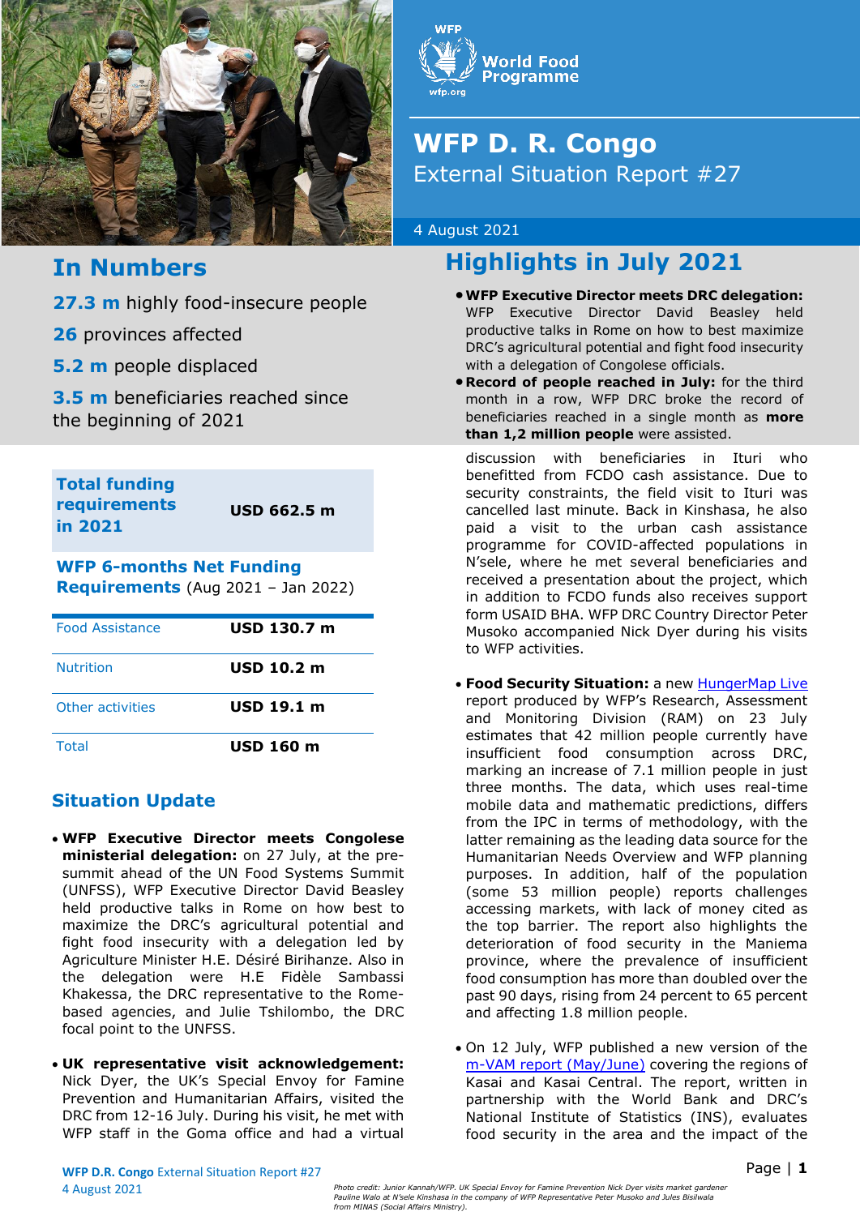WFP World Food Programme wfp.org

# WFP D. R. Congo

External Situation Report #27

4 August 2021

## In Numbers

**27.3 m** highly food-insecure people

**26** provinces affected

**5.2 m** people displaced

**3.5 m** beneficiaries reached since the beginning of 2021

| **Total funding requirements in 2021** | **USD 662.5 m** |
|---|---|

**WFP 6-months Net Funding Requirements** (Aug 2021 – Jan 2022)

| | |
|---|---|
| Food Assistance | **USD 130.7 m** |
| Nutrition | **USD 10.2 m** |
| Other activities | **USD 19.1 m** |
| Total | **USD 160 m** |

## Highlights in July 2021

- **WFP Executive Director meets DRC delegation:** WFP Executive Director David Beasley held productive talks in Rome on how to best maximize DRC's agricultural potential and fight food insecurity with a delegation of Congolese officials.
- **Record of people reached in July:** for the third month in a row, WFP DRC broke the record of beneficiaries reached in a single month as **more than 1,2 million people** were assisted.

## Situation Update

- **WFP Executive Director meets Congolese ministerial delegation:** on 27 July, at the pre-summit ahead of the UN Food Systems Summit (UNFSS), WFP Executive Director David Beasley held productive talks in Rome on how best to maximize the DRC's agricultural potential and fight food insecurity with a delegation led by Agriculture Minister H.E. Désiré Birihanze. Also in the delegation were H.E Fidèle Sambassi Khakessa, the DRC representative to the Rome-based agencies, and Julie Tshilombo, the DRC focal point to the UNFSS.
- **UK representative visit acknowledgement:** Nick Dyer, the UK's Special Envoy for Famine Prevention and Humanitarian Affairs, visited the DRC from 12-16 July. During his visit, he met with WFP staff in the Goma office and had a virtual discussion with beneficiaries in Ituri who benefitted from FCDO cash assistance. Due to security constraints, the field visit to Ituri was cancelled last minute. Back in Kinshasa, he also paid a visit to the urban cash assistance programme for COVID-affected populations in N'sele, where he met several beneficiaries and received a presentation about the project, which in addition to FCDO funds also receives support form USAID BHA. WFP DRC Country Director Peter Musoko accompanied Nick Dyer during his visits to WFP activities.
- **Food Security Situation:** a new HungerMap Live report produced by WFP's Research, Assessment and Monitoring Division (RAM) on 23 July estimates that 42 million people currently have insufficient food consumption across DRC, marking an increase of 7.1 million people in just three months. The data, which uses real-time mobile data and mathematic predictions, differs from the IPC in terms of methodology, with the latter remaining as the leading data source for the Humanitarian Needs Overview and WFP planning purposes. In addition, half of the population (some 53 million people) reports challenges accessing markets, with lack of money cited as the top barrier. The report also highlights the deterioration of food security in the Maniema province, where the prevalence of insufficient food consumption has more than doubled over the past 90 days, rising from 24 percent to 65 percent and affecting 1.8 million people.
- On 12 July, WFP published a new version of the m-VAM report (May/June) covering the regions of Kasai and Kasai Central. The report, written in partnership with the World Bank and DRC's National Institute of Statistics (INS), evaluates food security in the area and the impact of the

*Photo credit: Junior Kannah/WFP. UK Special Envoy for Famine Prevention Nick Dyer visits market gardener Pauline Walo at N'sele Kinshasa in the company of WFP Representative Peter Musoko and Jules Bisilwala from MINAS (Social Affairs Ministry).*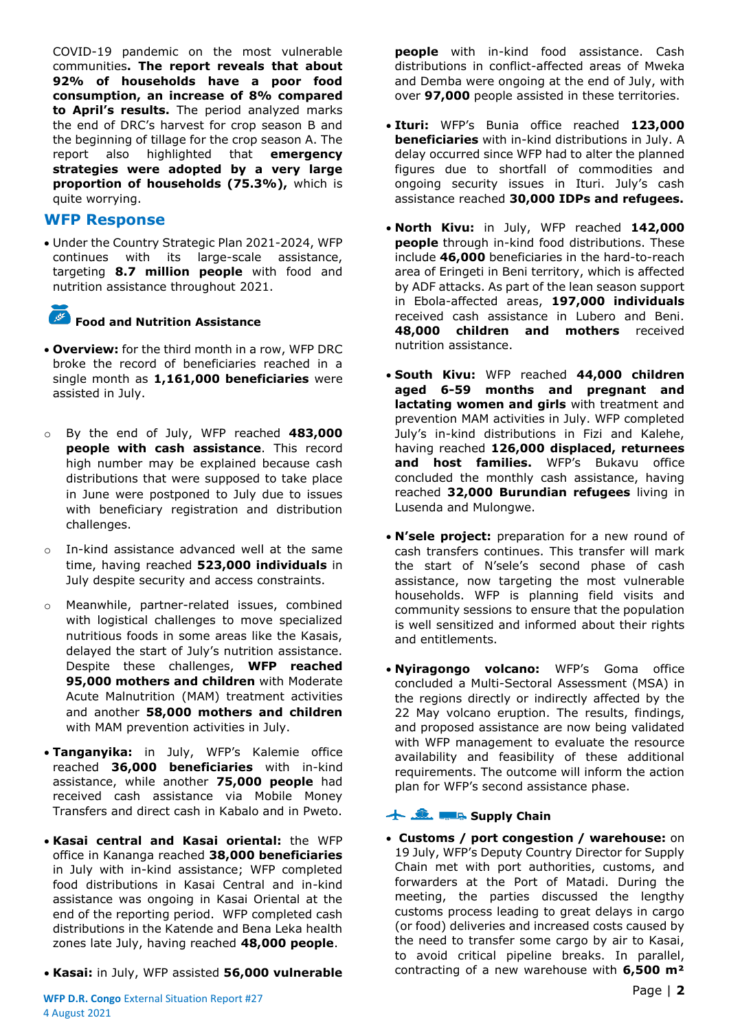COVID-19 pandemic on the most vulnerable communities**. The report reveals that about 92% of households have a poor food consumption, an increase of 8% compared to April's results.** The period analyzed marks the end of DRC's harvest for crop season B and the beginning of tillage for the crop season A. The report also highlighted that **emergency strategies were adopted by a very large proportion of households (75.3%),** which is quite worrying.

## WFP Response

- Under the Country Strategic Plan 2021-2024, WFP continues with its large-scale assistance, targeting **8.7 million people** with food and nutrition assistance throughout 2021.

### Food and Nutrition Assistance

- **Overview:** for the third month in a row, WFP DRC broke the record of beneficiaries reached in a single month as **1,161,000 beneficiaries** were assisted in July.
  - By the end of July, WFP reached **483,000 people with cash assistance**. This record high number may be explained because cash distributions that were supposed to take place in June were postponed to July due to issues with beneficiary registration and distribution challenges.
  - In-kind assistance advanced well at the same time, having reached **523,000 individuals** in July despite security and access constraints.
  - Meanwhile, partner-related issues, combined with logistical challenges to move specialized nutritious foods in some areas like the Kasais, delayed the start of July's nutrition assistance. Despite these challenges, **WFP reached 95,000 mothers and children** with Moderate Acute Malnutrition (MAM) treatment activities and another **58,000 mothers and children** with MAM prevention activities in July.
- **Tanganyika:** in July, WFP's Kalemie office reached **36,000 beneficiaries** with in-kind assistance, while another **75,000 people** had received cash assistance via Mobile Money Transfers and direct cash in Kabalo and in Pweto.
- **Kasai central and Kasai oriental:** the WFP office in Kananga reached **38,000 beneficiaries** in July with in-kind assistance; WFP completed food distributions in Kasai Central and in-kind assistance was ongoing in Kasai Oriental at the end of the reporting period. WFP completed cash distributions in the Katende and Bena Leka health zones late July, having reached **48,000 people**.
- **Kasai:** in July, WFP assisted **56,000 vulnerable people** with in-kind food assistance. Cash distributions in conflict-affected areas of Mweka and Demba were ongoing at the end of July, with over **97,000** people assisted in these territories.
- **Ituri:** WFP's Bunia office reached **123,000 beneficiaries** with in-kind distributions in July. A delay occurred since WFP had to alter the planned figures due to shortfall of commodities and ongoing security issues in Ituri. July's cash assistance reached **30,000 IDPs and refugees.**
- **North Kivu:** in July, WFP reached **142,000 people** through in-kind food distributions. These include **46,000** beneficiaries in the hard-to-reach area of Eringeti in Beni territory, which is affected by ADF attacks. As part of the lean season support in Ebola-affected areas, **197,000 individuals** received cash assistance in Lubero and Beni. **48,000 children and mothers** received nutrition assistance.
- **South Kivu:** WFP reached **44,000 children aged 6-59 months and pregnant and lactating women and girls** with treatment and prevention MAM activities in July. WFP completed July's in-kind distributions in Fizi and Kalehe, having reached **126,000 displaced, returnees and host families.** WFP's Bukavu office concluded the monthly cash assistance, having reached **32,000 Burundian refugees** living in Lusenda and Mulongwe.
- **N'sele project:** preparation for a new round of cash transfers continues. This transfer will mark the start of N'sele's second phase of cash assistance, now targeting the most vulnerable households. WFP is planning field visits and community sessions to ensure that the population is well sensitized and informed about their rights and entitlements.
- **Nyiragongo volcano:** WFP's Goma office concluded a Multi-Sectoral Assessment (MSA) in the regions directly or indirectly affected by the 22 May volcano eruption. The results, findings, and proposed assistance are now being validated with WFP management to evaluate the resource availability and feasibility of these additional requirements. The outcome will inform the action plan for WFP's second assistance phase.

### Supply Chain

- **Customs / port congestion / warehouse:** on 19 July, WFP's Deputy Country Director for Supply Chain met with port authorities, customs, and forwarders at the Port of Matadi. During the meeting, the parties discussed the lengthy customs process leading to great delays in cargo (or food) deliveries and increased costs caused by the need to transfer some cargo by air to Kasai, to avoid critical pipeline breaks. In parallel, contracting of a new warehouse with **6,500 m²**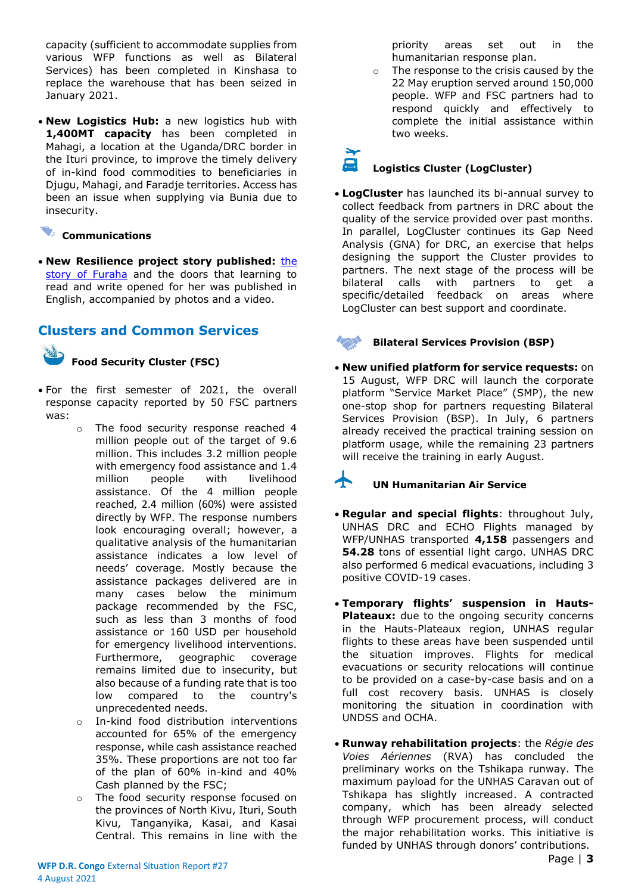capacity (sufficient to accommodate supplies from various WFP functions as well as Bilateral Services) has been completed in Kinshasa to replace the warehouse that has been seized in January 2021.

- **New Logistics Hub:** a new logistics hub with **1,400MT capacity** has been completed in Mahagi, a location at the Uganda/DRC border in the Ituri province, to improve the timely delivery of in-kind food commodities to beneficiaries in Djugu, Mahagi, and Faradje territories. Access has been an issue when supplying via Bunia due to insecurity.

### Communications

- **New Resilience project story published:** the story of Furaha and the doors that learning to read and write opened for her was published in English, accompanied by photos and a video.

## Clusters and Common Services

### Food Security Cluster (FSC)

- For the first semester of 2021, the overall response capacity reported by 50 FSC partners was:
    - The food security response reached 4 million people out of the target of 9.6 million. This includes 3.2 million people with emergency food assistance and 1.4 million people with livelihood assistance. Of the 4 million people reached, 2.4 million (60%) were assisted directly by WFP. The response numbers look encouraging overall; however, a qualitative analysis of the humanitarian assistance indicates a low level of needs' coverage. Mostly because the assistance packages delivered are in many cases below the minimum package recommended by the FSC, such as less than 3 months of food assistance or 160 USD per household for emergency livelihood interventions. Furthermore, geographic coverage remains limited due to insecurity, but also because of a funding rate that is too low compared to the country's unprecedented needs.
    - In-kind food distribution interventions accounted for 65% of the emergency response, while cash assistance reached 35%. These proportions are not too far of the plan of 60% in-kind and 40% Cash planned by the FSC;
    - The food security response focused on the provinces of North Kivu, Ituri, South Kivu, Tanganyika, Kasai, and Kasai Central. This remains in line with the priority areas set out in the humanitarian response plan.
    - The response to the crisis caused by the 22 May eruption served around 150,000 people. WFP and FSC partners had to respond quickly and effectively to complete the initial assistance within two weeks.

### Logistics Cluster (LogCluster)

- **LogCluster** has launched its bi-annual survey to collect feedback from partners in DRC about the quality of the service provided over past months. In parallel, LogCluster continues its Gap Need Analysis (GNA) for DRC, an exercise that helps designing the support the Cluster provides to partners. The next stage of the process will be bilateral calls with partners to get a specific/detailed feedback on areas where LogCluster can best support and coordinate.

### Bilateral Services Provision (BSP)

- **New unified platform for service requests:** on 15 August, WFP DRC will launch the corporate platform "Service Market Place" (SMP), the new one-stop shop for partners requesting Bilateral Services Provision (BSP). In July, 6 partners already received the practical training session on platform usage, while the remaining 23 partners will receive the training in early August.

### UN Humanitarian Air Service

- **Regular and special flights**: throughout July, UNHAS DRC and ECHO Flights managed by WFP/UNHAS transported **4,158** passengers and **54.28** tons of essential light cargo. UNHAS DRC also performed 6 medical evacuations, including 3 positive COVID-19 cases.

- **Temporary flights' suspension in Hauts-Plateaux:** due to the ongoing security concerns in the Hauts-Plateaux region, UNHAS regular flights to these areas have been suspended until the situation improves. Flights for medical evacuations or security relocations will continue to be provided on a case-by-case basis and on a full cost recovery basis. UNHAS is closely monitoring the situation in coordination with UNDSS and OCHA.

- **Runway rehabilitation projects**: the *Régie des Voies Aériennes* (RVA) has concluded the preliminary works on the Tshikapa runway. The maximum payload for the UNHAS Caravan out of Tshikapa has slightly increased. A contracted company, which has been already selected through WFP procurement process, will conduct the major rehabilitation works. This initiative is funded by UNHAS through donors' contributions.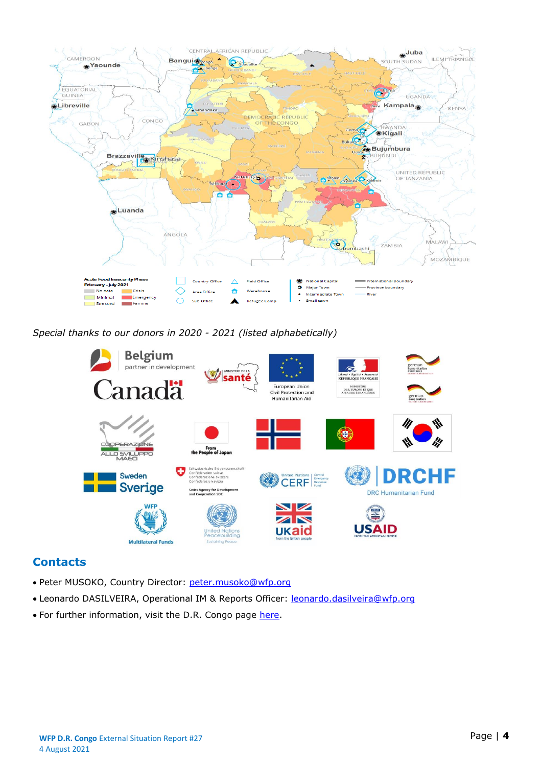CENTRAL AFRICAN REPUBLIC
CAMEROON
Yaounde
Bangui
Zongo
Gbadolite
Libenge
Juba
SOUTH SUDAN
ILEMI TRIANGLE
EQUATORIAL GUINEA
Libreville
GABON
CONGO
Mbandaka
DEMOCRATIC REPUBLIC OF THE CONGO
Bunia
UGANDA
Beni
Kampala
KENYA
Goma
RWANDA
Kigali
Bukavu
Uvira
Bujumbura
BURUNDI
Brazzaville
Kinshasa
Kananga
Tshikapa
Kabalo
Nyunzu
Kalemie
UNITED REPUBLIC OF TANZANIA
Luanda
ANGOLA
Lubumbashi
ZAMBIA
MALAWI
MOZAMBIQUE

Acute Food Insecurity Phase
February – July 2021
No data
Minimal
Stressed
Crisis
Emergency
Famine
Country Office
Area Office
Sub Office
Field Office
Warehouse
Refugee Camp
National Capital
Major Town
Intermediate Town
Small town
International Boundary
Province boundary
River

*Special thanks to our donors in 2020 - 2021 (listed alphabetically)*

Belgium partner in development
Canada
Ministère de la santé
European Union Civil Protection and Humanitarian Aid
République Française
german humanitarian assistance
german cooperation
Cooperazione allo Sviluppo MAECI
From the People of Japan
Sweden Sverige
Swiss Agency for Development and Cooperation SDC
United Nations CERF
DRCHF DRC Humanitarian Fund
WFP Multilateral Funds
United Nations Peacebuilding
UKaid from the British people
USAID from the American people

## Contacts

- Peter MUSOKO, Country Director: peter.musoko@wfp.org
- Leonardo DASILVEIRA, Operational IM & Reports Officer: leonardo.dasilveira@wfp.org
- For further information, visit the D.R. Congo page here.